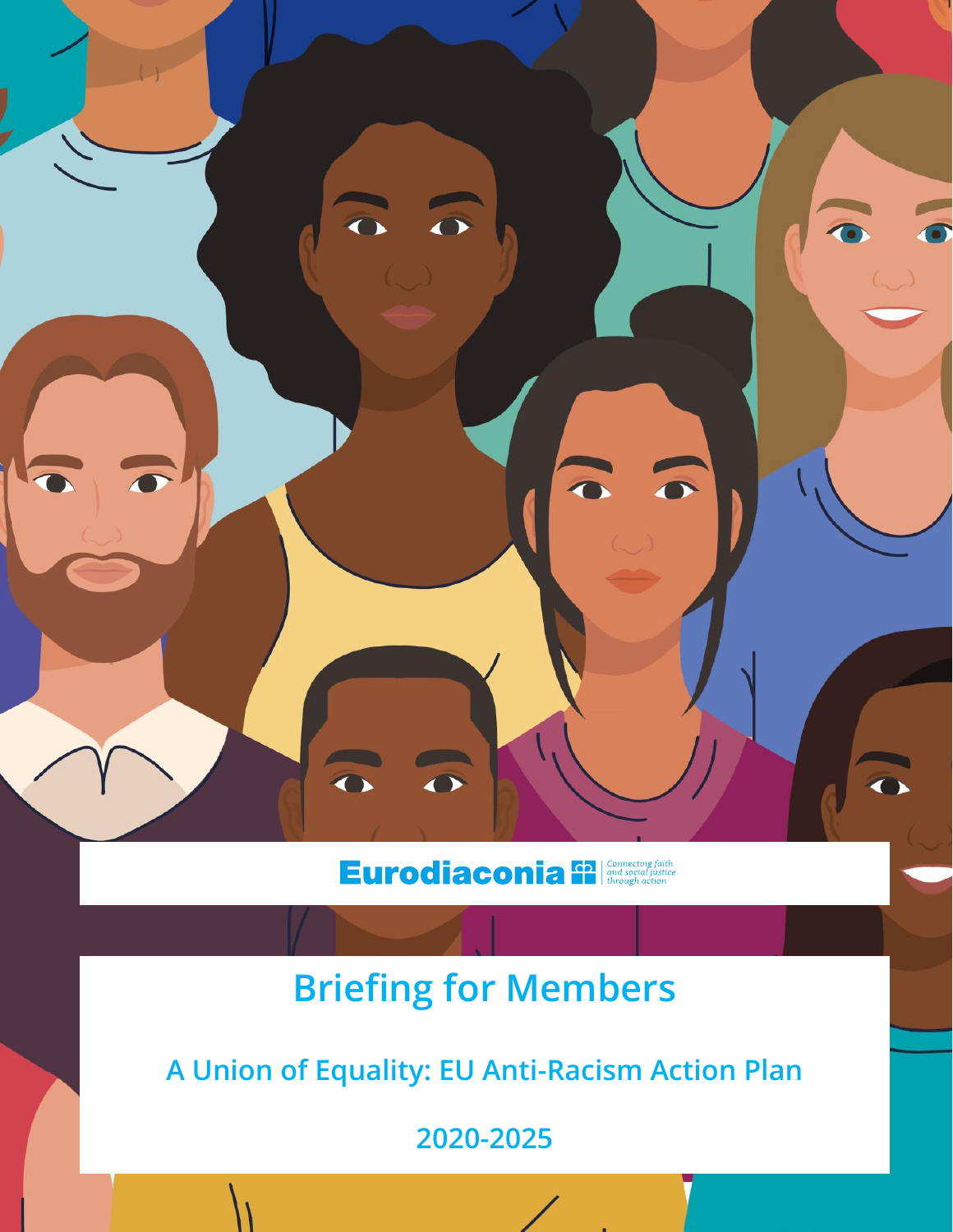Eurodiaconia

Connecting faith and social justice through action

# Briefing for Members

## A Union of Equality: EU Anti-Racism Action Plan

## 2020-2025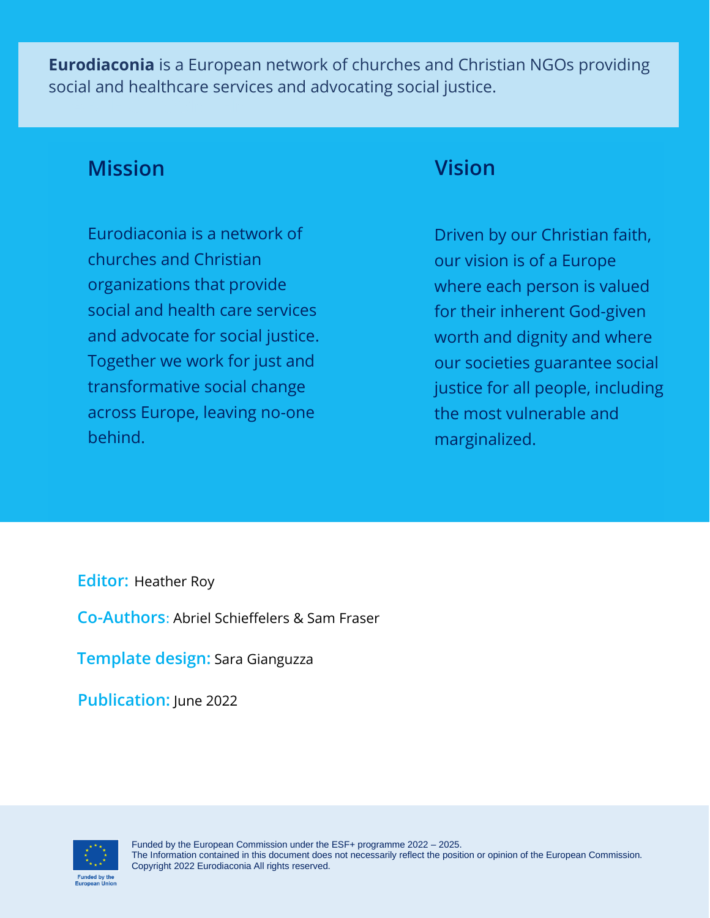**Eurodiaconia** is a European network of churches and Christian NGOs providing social and healthcare services and advocating social justice.

## Mission

Eurodiaconia is a network of churches and Christian organizations that provide social and health care services and advocate for social justice. Together we work for just and transformative social change across Europe, leaving no-one behind.

## Vision

Driven by our Christian faith, our vision is of a Europe where each person is valued for their inherent God-given worth and dignity and where our societies guarantee social justice for all people, including the most vulnerable and marginalized.

**Editor:** Heather Roy

**Co-Authors**: Abriel Schieffelers & Sam Fraser

**Template design:** Sara Gianguzza

**Publication:** June 2022

Funded by the European Union

Funded by the European Commission under the ESF+ programme 2022 – 2025.
The Information contained in this document does not necessarily reflect the position or opinion of the European Commission.
Copyright 2022 Eurodiaconia All rights reserved.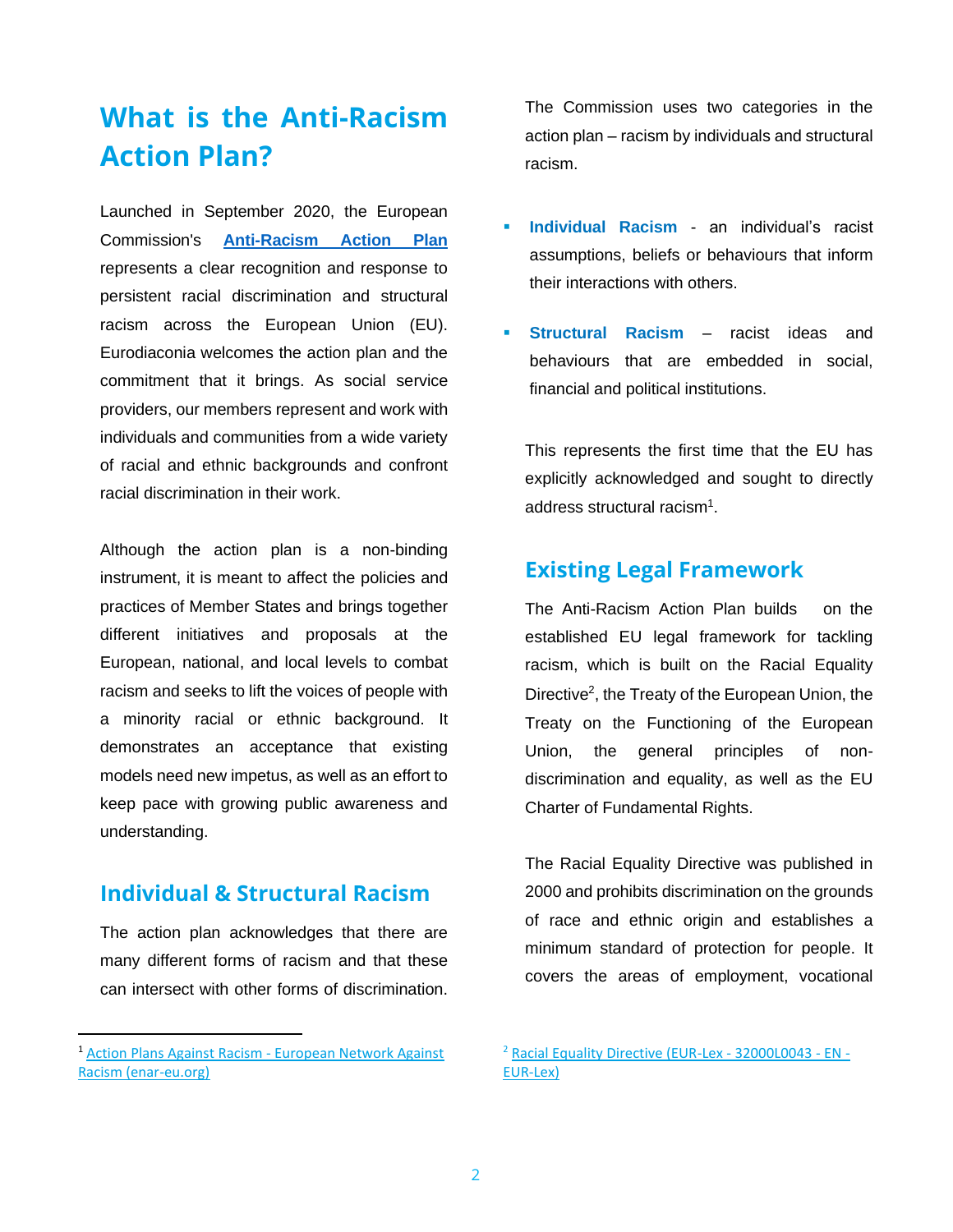## What is the Anti-Racism Action Plan?

Launched in September 2020, the European Commission's **Anti-Racism Action Plan** represents a clear recognition and response to persistent racial discrimination and structural racism across the European Union (EU). Eurodiaconia welcomes the action plan and the commitment that it brings. As social service providers, our members represent and work with individuals and communities from a wide variety of racial and ethnic backgrounds and confront racial discrimination in their work.

Although the action plan is a non-binding instrument, it is meant to affect the policies and practices of Member States and brings together different initiatives and proposals at the European, national, and local levels to combat racism and seeks to lift the voices of people with a minority racial or ethnic background. It demonstrates an acceptance that existing models need new impetus, as well as an effort to keep pace with growing public awareness and understanding.

### Individual & Structural Racism

The action plan acknowledges that there are many different forms of racism and that these can intersect with other forms of discrimination. The Commission uses two categories in the action plan – racism by individuals and structural racism.

- **Individual Racism** - an individual's racist assumptions, beliefs or behaviours that inform their interactions with others.
- **Structural Racism** – racist ideas and behaviours that are embedded in social, financial and political institutions.

This represents the first time that the EU has explicitly acknowledged and sought to directly address structural racism[1].

### Existing Legal Framework

The Anti-Racism Action Plan builds on the established EU legal framework for tackling racism, which is built on the Racial Equality Directive[2], the Treaty of the European Union, the Treaty on the Functioning of the European Union, the general principles of non-discrimination and equality, as well as the EU Charter of Fundamental Rights.

The Racial Equality Directive was published in 2000 and prohibits discrimination on the grounds of race and ethnic origin and establishes a minimum standard of protection for people. It covers the areas of employment, vocational

---

[1] Action Plans Against Racism - European Network Against Racism (enar-eu.org)

[2] Racial Equality Directive (EUR-Lex - 32000L0043 - EN - EUR-Lex)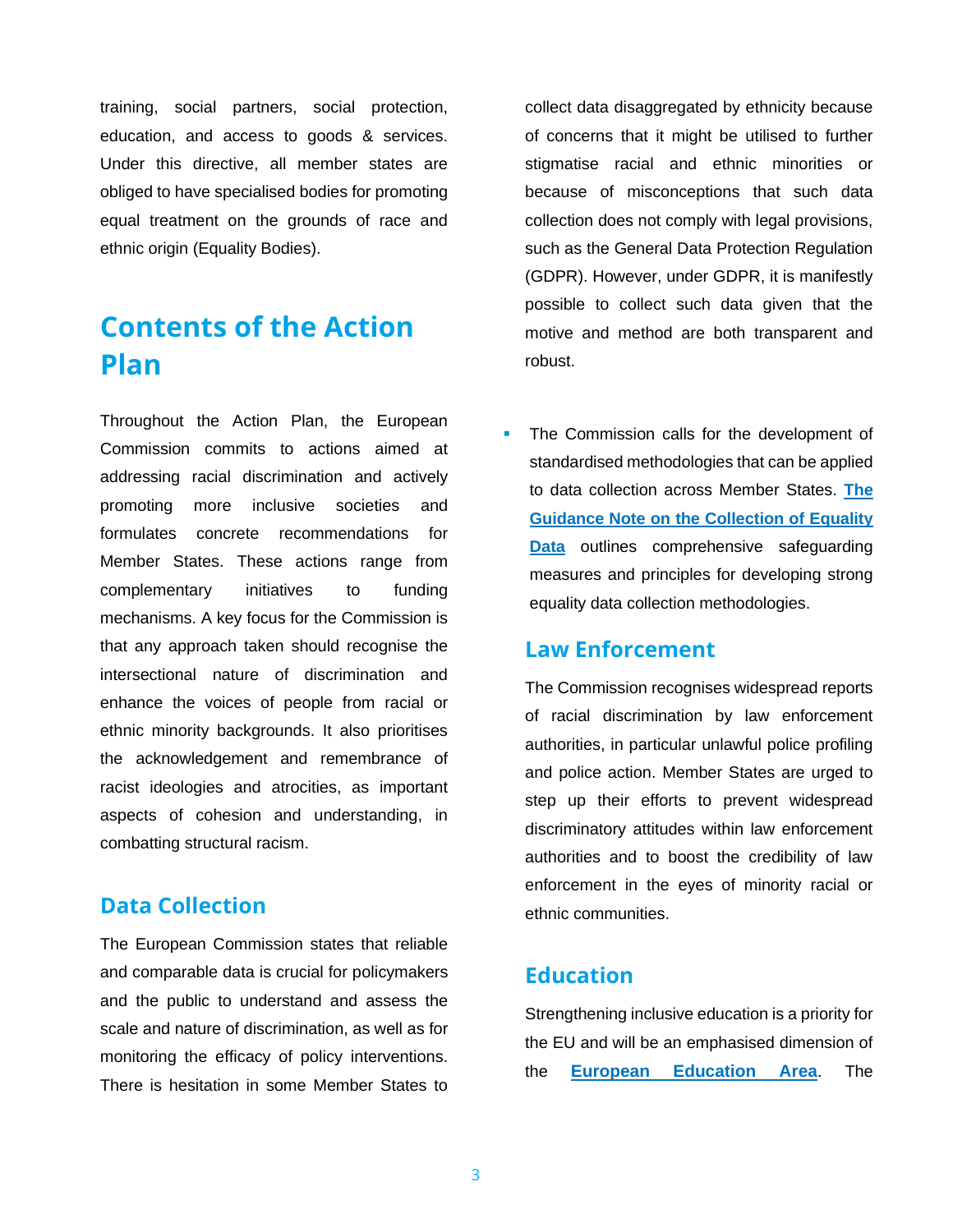training, social partners, social protection, education, and access to goods & services. Under this directive, all member states are obliged to have specialised bodies for promoting equal treatment on the grounds of race and ethnic origin (Equality Bodies).

## Contents of the Action Plan

Throughout the Action Plan, the European Commission commits to actions aimed at addressing racial discrimination and actively promoting more inclusive societies and formulates concrete recommendations for Member States. These actions range from complementary initiatives to funding mechanisms. A key focus for the Commission is that any approach taken should recognise the intersectional nature of discrimination and enhance the voices of people from racial or ethnic minority backgrounds. It also prioritises the acknowledgement and remembrance of racist ideologies and atrocities, as important aspects of cohesion and understanding, in combatting structural racism.

### Data Collection

The European Commission states that reliable and comparable data is crucial for policymakers and the public to understand and assess the scale and nature of discrimination, as well as for monitoring the efficacy of policy interventions. There is hesitation in some Member States to collect data disaggregated by ethnicity because of concerns that it might be utilised to further stigmatise racial and ethnic minorities or because of misconceptions that such data collection does not comply with legal provisions, such as the General Data Protection Regulation (GDPR). However, under GDPR, it is manifestly possible to collect such data given that the motive and method are both transparent and robust.

- The Commission calls for the development of standardised methodologies that can be applied to data collection across Member States. **The Guidance Note on the Collection of Equality Data** outlines comprehensive safeguarding measures and principles for developing strong equality data collection methodologies.

### Law Enforcement

The Commission recognises widespread reports of racial discrimination by law enforcement authorities, in particular unlawful police profiling and police action. Member States are urged to step up their efforts to prevent widespread discriminatory attitudes within law enforcement authorities and to boost the credibility of law enforcement in the eyes of minority racial or ethnic communities.

### Education

Strengthening inclusive education is a priority for the EU and will be an emphasised dimension of the **European Education Area**. The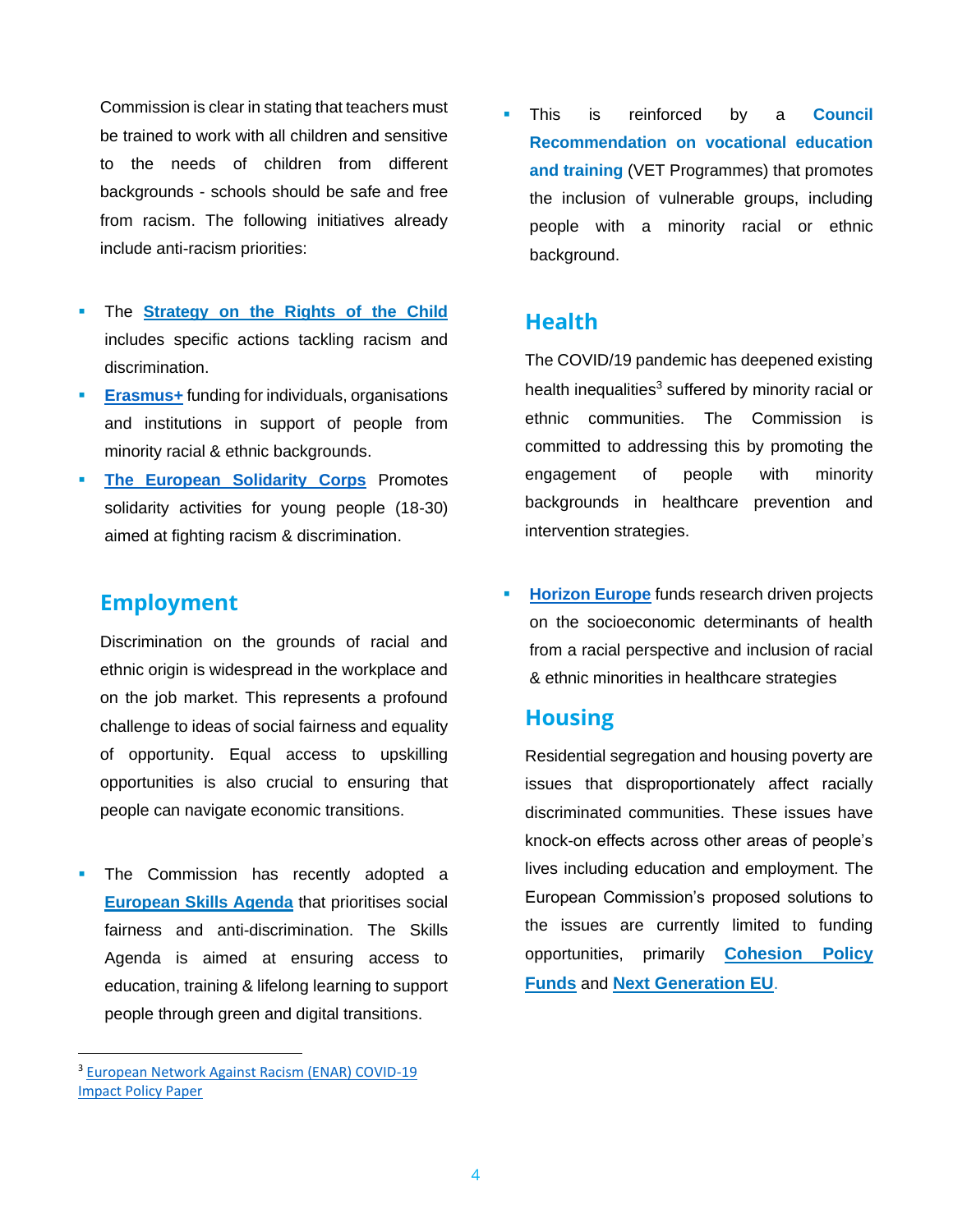Commission is clear in stating that teachers must be trained to work with all children and sensitive to the needs of children from different backgrounds - schools should be safe and free from racism. The following initiatives already include anti-racism priorities:

- The **Strategy on the Rights of the Child** includes specific actions tackling racism and discrimination.
- **Erasmus+** funding for individuals, organisations and institutions in support of people from minority racial & ethnic backgrounds.
- **The European Solidarity Corps** Promotes solidarity activities for young people (18-30) aimed at fighting racism & discrimination.

## Employment

Discrimination on the grounds of racial and ethnic origin is widespread in the workplace and on the job market. This represents a profound challenge to ideas of social fairness and equality of opportunity. Equal access to upskilling opportunities is also crucial to ensuring that people can navigate economic transitions.

- The Commission has recently adopted a **European Skills Agenda** that prioritises social fairness and anti-discrimination. The Skills Agenda is aimed at ensuring access to education, training & lifelong learning to support people through green and digital transitions.
- This is reinforced by a **Council Recommendation on vocational education and training** (VET Programmes) that promotes the inclusion of vulnerable groups, including people with a minority racial or ethnic background.

## Health

The COVID/19 pandemic has deepened existing health inequalities[3] suffered by minority racial or ethnic communities. The Commission is committed to addressing this by promoting the engagement of people with minority backgrounds in healthcare prevention and intervention strategies.

- **Horizon Europe** funds research driven projects on the socioeconomic determinants of health from a racial perspective and inclusion of racial & ethnic minorities in healthcare strategies

## Housing

Residential segregation and housing poverty are issues that disproportionately affect racially discriminated communities. These issues have knock-on effects across other areas of people's lives including education and employment. The European Commission's proposed solutions to the issues are currently limited to funding opportunities, primarily **Cohesion Policy Funds** and **Next Generation EU**.

[3] European Network Against Racism (ENAR) COVID-19 Impact Policy Paper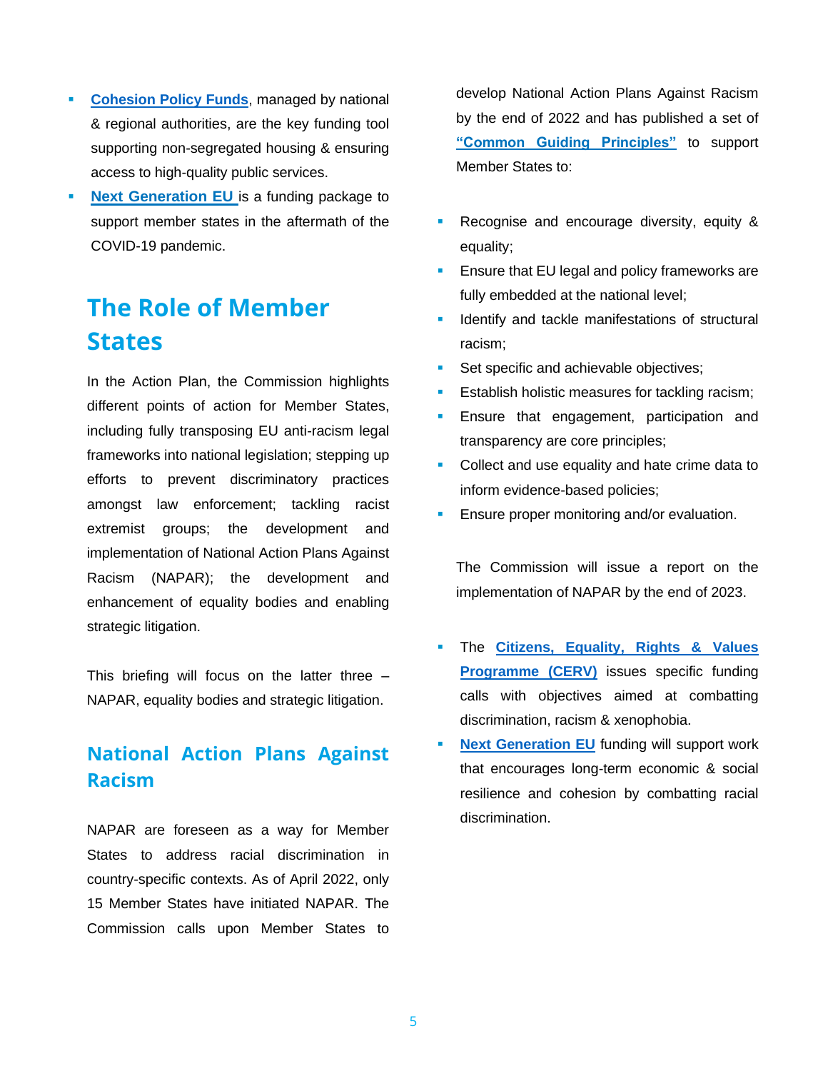- **Cohesion Policy Funds**, managed by national & regional authorities, are the key funding tool supporting non-segregated housing & ensuring access to high-quality public services.
- **Next Generation EU** is a funding package to support member states in the aftermath of the COVID-19 pandemic.

## The Role of Member States

In the Action Plan, the Commission highlights different points of action for Member States, including fully transposing EU anti-racism legal frameworks into national legislation; stepping up efforts to prevent discriminatory practices amongst law enforcement; tackling racist extremist groups; the development and implementation of National Action Plans Against Racism (NAPAR); the development and enhancement of equality bodies and enabling strategic litigation.

This briefing will focus on the latter three – NAPAR, equality bodies and strategic litigation.

### National Action Plans Against Racism

NAPAR are foreseen as a way for Member States to address racial discrimination in country-specific contexts. As of April 2022, only 15 Member States have initiated NAPAR. The Commission calls upon Member States to develop National Action Plans Against Racism by the end of 2022 and has published a set of **"Common Guiding Principles"** to support Member States to:

- Recognise and encourage diversity, equity & equality;
- Ensure that EU legal and policy frameworks are fully embedded at the national level;
- Identify and tackle manifestations of structural racism;
- Set specific and achievable objectives;
- Establish holistic measures for tackling racism;
- Ensure that engagement, participation and transparency are core principles;
- Collect and use equality and hate crime data to inform evidence-based policies;
- Ensure proper monitoring and/or evaluation.

The Commission will issue a report on the implementation of NAPAR by the end of 2023.

- The **Citizens, Equality, Rights & Values Programme (CERV)** issues specific funding calls with objectives aimed at combatting discrimination, racism & xenophobia.
- **Next Generation EU** funding will support work that encourages long-term economic & social resilience and cohesion by combatting racial discrimination.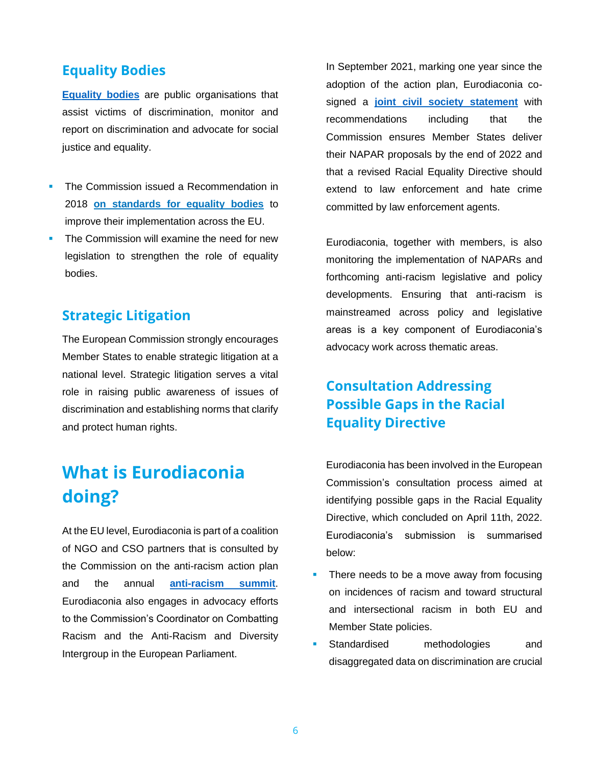## Equality Bodies

**Equality bodies** are public organisations that assist victims of discrimination, monitor and report on discrimination and advocate for social justice and equality.

- The Commission issued a Recommendation in 2018 **on standards for equality bodies** to improve their implementation across the EU.
- The Commission will examine the need for new legislation to strengthen the role of equality bodies.

## Strategic Litigation

The European Commission strongly encourages Member States to enable strategic litigation at a national level. Strategic litigation serves a vital role in raising public awareness of issues of discrimination and establishing norms that clarify and protect human rights.

# What is Eurodiaconia doing?

At the EU level, Eurodiaconia is part of a coalition of NGO and CSO partners that is consulted by the Commission on the anti-racism action plan and the annual **anti-racism summit**. Eurodiaconia also engages in advocacy efforts to the Commission's Coordinator on Combatting Racism and the Anti-Racism and Diversity Intergroup in the European Parliament.

In September 2021, marking one year since the adoption of the action plan, Eurodiaconia co-signed a **joint civil society statement** with recommendations including that the Commission ensures Member States deliver their NAPAR proposals by the end of 2022 and that a revised Racial Equality Directive should extend to law enforcement and hate crime committed by law enforcement agents.

Eurodiaconia, together with members, is also monitoring the implementation of NAPARs and forthcoming anti-racism legislative and policy developments. Ensuring that anti-racism is mainstreamed across policy and legislative areas is a key component of Eurodiaconia's advocacy work across thematic areas.

## Consultation Addressing Possible Gaps in the Racial Equality Directive

Eurodiaconia has been involved in the European Commission's consultation process aimed at identifying possible gaps in the Racial Equality Directive, which concluded on April 11th, 2022. Eurodiaconia's submission is summarised below:

- There needs to be a move away from focusing on incidences of racism and toward structural and intersectional racism in both EU and Member State policies.
- Standardised methodologies and disaggregated data on discrimination are crucial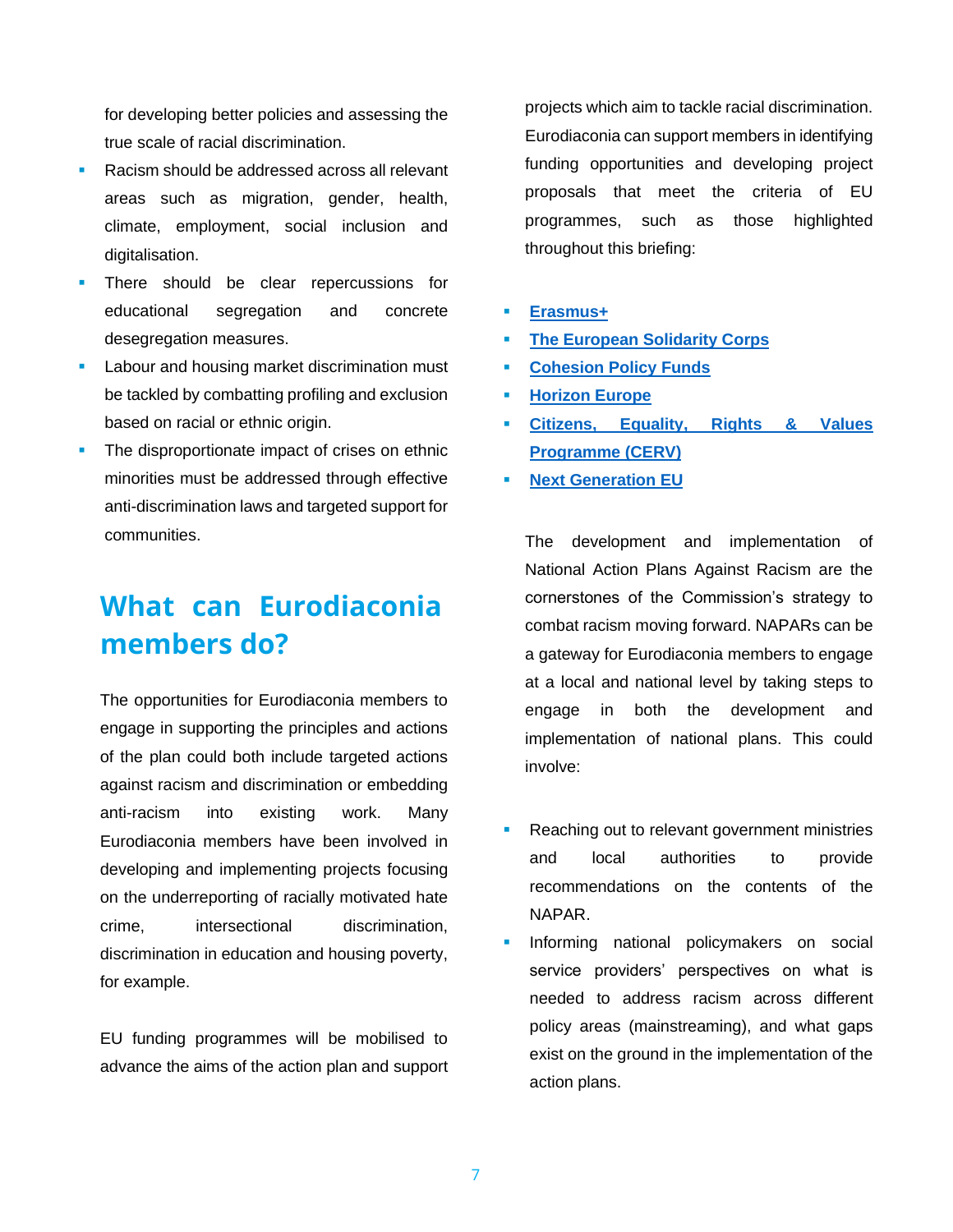for developing better policies and assessing the true scale of racial discrimination.

- Racism should be addressed across all relevant areas such as migration, gender, health, climate, employment, social inclusion and digitalisation.
- There should be clear repercussions for educational segregation and concrete desegregation measures.
- Labour and housing market discrimination must be tackled by combatting profiling and exclusion based on racial or ethnic origin.
- The disproportionate impact of crises on ethnic minorities must be addressed through effective anti-discrimination laws and targeted support for communities.

## What can Eurodiaconia members do?

The opportunities for Eurodiaconia members to engage in supporting the principles and actions of the plan could both include targeted actions against racism and discrimination or embedding anti-racism into existing work. Many Eurodiaconia members have been involved in developing and implementing projects focusing on the underreporting of racially motivated hate crime, intersectional discrimination, discrimination in education and housing poverty, for example.

EU funding programmes will be mobilised to advance the aims of the action plan and support projects which aim to tackle racial discrimination. Eurodiaconia can support members in identifying funding opportunities and developing project proposals that meet the criteria of EU programmes, such as those highlighted throughout this briefing:

- **Erasmus+**
- **The European Solidarity Corps**
- **Cohesion Policy Funds**
- **Horizon Europe**
- **Citizens, Equality, Rights & Values Programme (CERV)**
- **Next Generation EU**

The development and implementation of National Action Plans Against Racism are the cornerstones of the Commission's strategy to combat racism moving forward. NAPARs can be a gateway for Eurodiaconia members to engage at a local and national level by taking steps to engage in both the development and implementation of national plans. This could involve:

- Reaching out to relevant government ministries and local authorities to provide recommendations on the contents of the NAPAR.
- Informing national policymakers on social service providers' perspectives on what is needed to address racism across different policy areas (mainstreaming), and what gaps exist on the ground in the implementation of the action plans.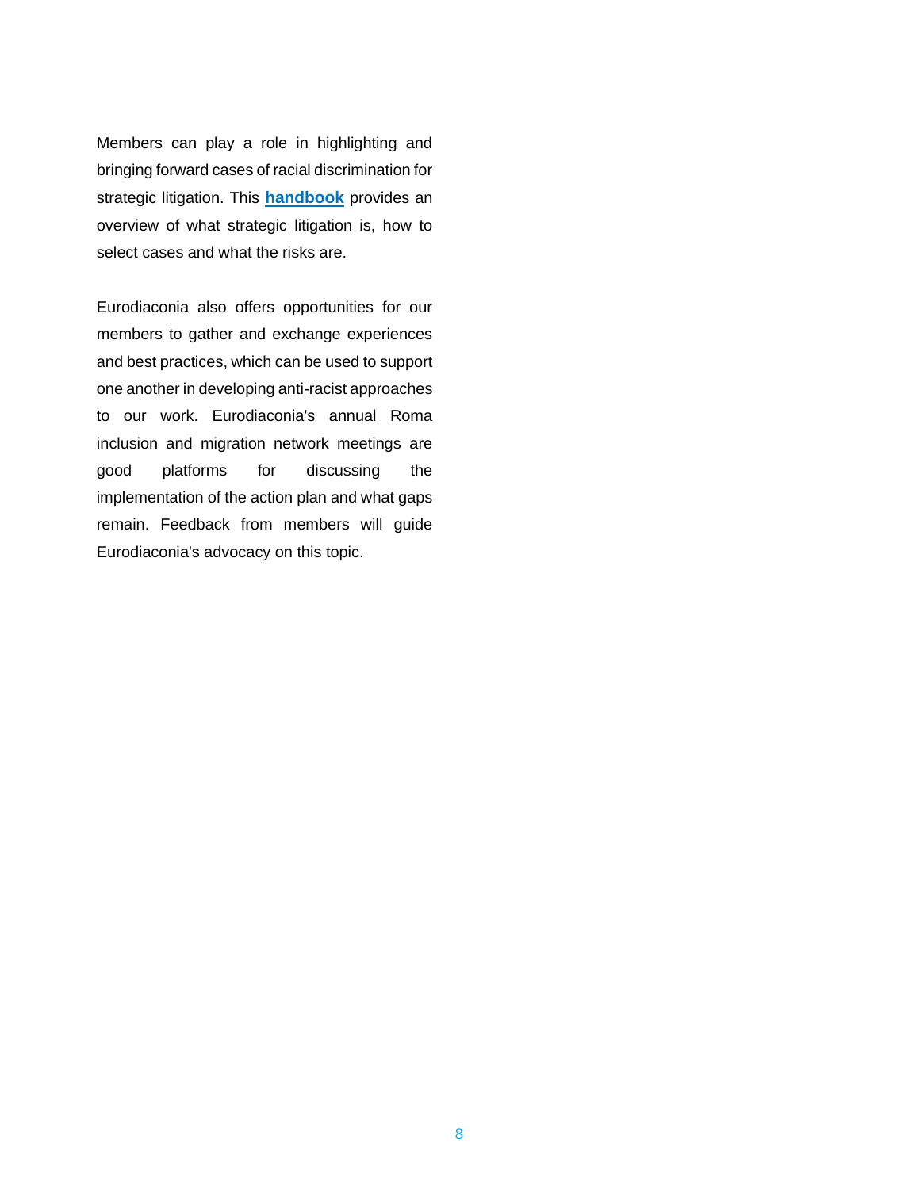Members can play a role in highlighting and bringing forward cases of racial discrimination for strategic litigation. This **handbook** provides an overview of what strategic litigation is, how to select cases and what the risks are.

Eurodiaconia also offers opportunities for our members to gather and exchange experiences and best practices, which can be used to support one another in developing anti-racist approaches to our work. Eurodiaconia's annual Roma inclusion and migration network meetings are good platforms for discussing the implementation of the action plan and what gaps remain. Feedback from members will guide Eurodiaconia's advocacy on this topic.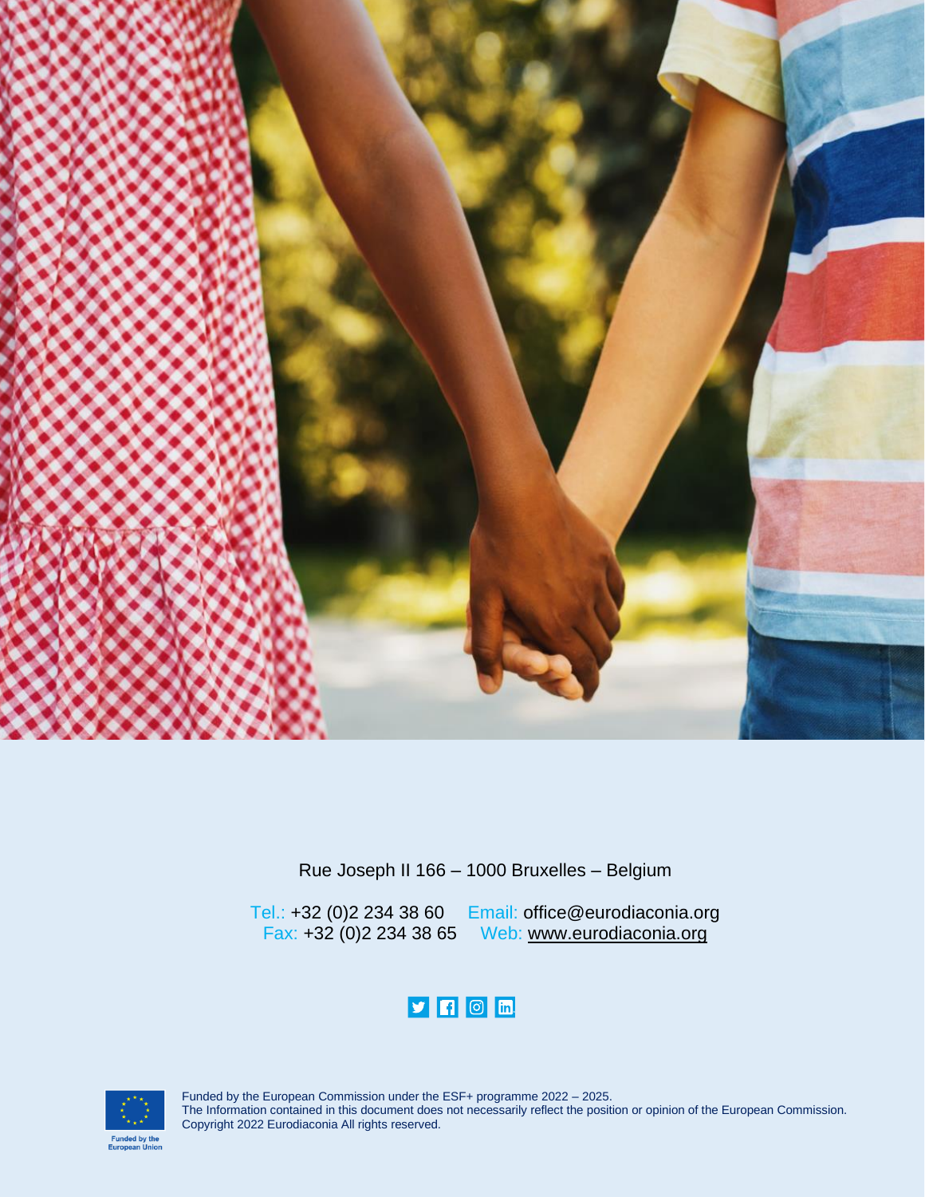Rue Joseph II 166 – 1000 Bruxelles – Belgium

Tel.: +32 (0)2 234 38 60 Email: office@eurodiaconia.org
Fax: +32 (0)2 234 38 65 Web: www.eurodiaconia.org

Funded by the European Union

Funded by the European Commission under the ESF+ programme 2022 – 2025.
The Information contained in this document does not necessarily reflect the position or opinion of the European Commission.
Copyright 2022 Eurodiaconia All rights reserved.